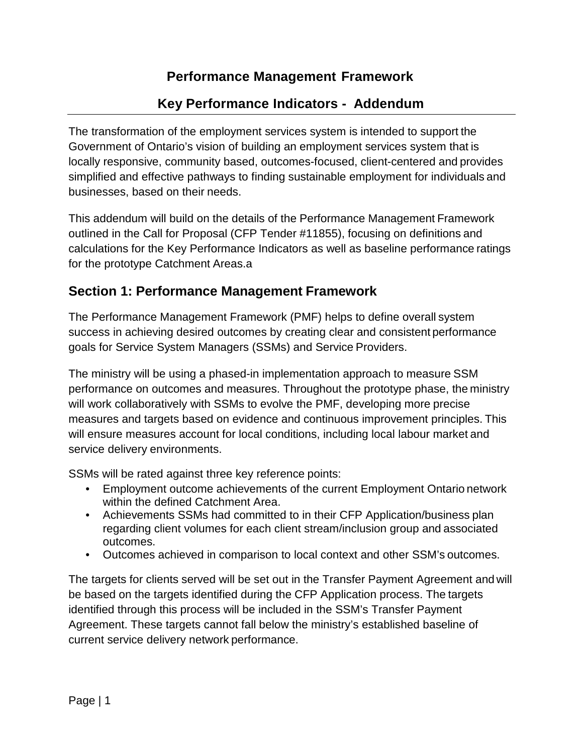# Performance Management Framework

## Key Performance Indicators - Addendum

The transformation of the employment services system is intended to support the Government of Ontario's vision of building an employment services system that is locally responsive, community based, outcomes-focused, client-centered and provides simplified and effective pathways to finding sustainable employment for individuals and businesses, based on their needs.

This addendum will build on the details of the Performance Management Framework outlined in the Call for Proposal (CFP Tender #11855), focusing on definitions and calculations for the Key Performance Indicators as well as baseline performance ratings for the prototype Catchment Areas.a

## Section 1: Performance Management Framework

The Performance Management Framework (PMF) helps to define overall system success in achieving desired outcomes by creating clear and consistent performance goals for Service System Managers (SSMs) and Service Providers.

The ministry will be using a phased-in implementation approach to measure SSM performance on outcomes and measures. Throughout the prototype phase, the ministry will work collaboratively with SSMs to evolve the PMF, developing more precise measures and targets based on evidence and continuous improvement principles. This will ensure measures account for local conditions, including local labour market and service delivery environments.

SSMs will be rated against three key reference points:

- Employment outcome achievements of the current Employment Ontario network within the defined Catchment Area.
- Achievements SSMs had committed to in their CFP Application/business plan regarding client volumes for each client stream/inclusion group and associated outcomes.
- Outcomes achieved in comparison to local context and other SSM's outcomes.

The targets for clients served will be set out in the Transfer Payment Agreement and will be based on the targets identified during the CFP Application process. The targets identified through this process will be included in the SSM's Transfer Payment Agreement. These targets cannot fall below the ministry's established baseline of current service delivery network performance.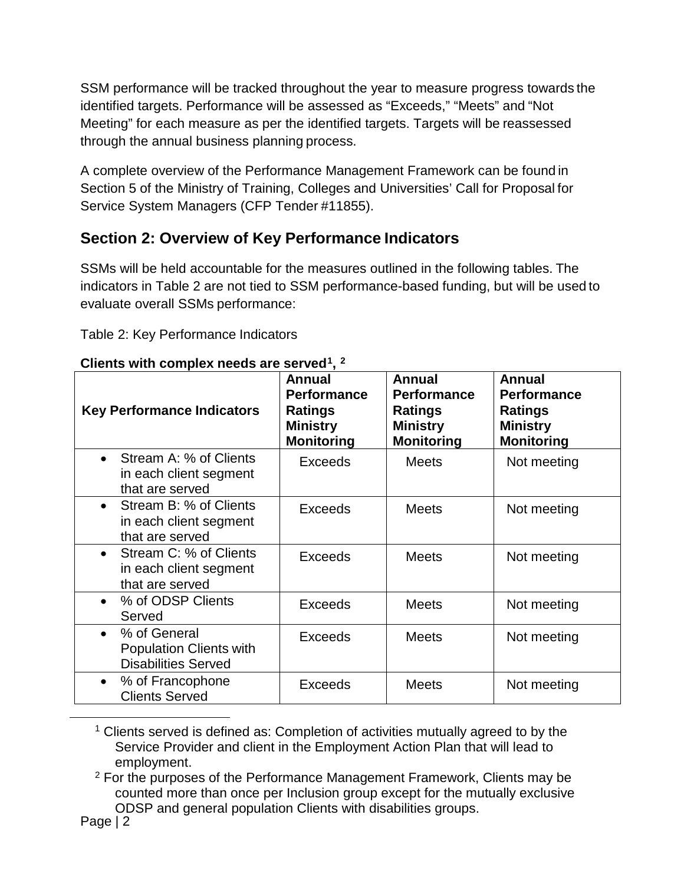SSM performance will be tracked throughout the year to measure progress towards the identified targets. Performance will be assessed as "Exceeds," "Meets" and "Not Meeting" for each measure as per the identified targets. Targets will be reassessed through the annual business planning process.

A complete overview of the Performance Management Framework can be found in Section 5 of the Ministry of Training, Colleges and Universities' Call for Proposal for Service System Managers (CFP Tender #11855).

## Section 2: Overview of Key Performance Indicators

SSMs will be held accountable for the measures outlined in the following tables. The indicators in Table 2 are not tied to SSM performance-based funding, but will be used to evaluate overall SSMs performance:

Table 2: Key Performance Indicators

**Clients with complex needs are served[1], [2]**

| Key Performance Indicators | Annual Performance Ratings Ministry Monitoring | Annual Performance Ratings Ministry Monitoring | Annual Performance Ratings Ministry Monitoring |
|---|---|---|---|
| • Stream A: % of Clients in each client segment that are served | Exceeds | Meets | Not meeting |
| • Stream B: % of Clients in each client segment that are served | Exceeds | Meets | Not meeting |
| • Stream C: % of Clients in each client segment that are served | Exceeds | Meets | Not meeting |
| • % of ODSP Clients Served | Exceeds | Meets | Not meeting |
| • % of General Population Clients with Disabilities Served | Exceeds | Meets | Not meeting |
| • % of Francophone Clients Served | Exceeds | Meets | Not meeting |

[1] Clients served is defined as: Completion of activities mutually agreed to by the Service Provider and client in the Employment Action Plan that will lead to employment.

[2] For the purposes of the Performance Management Framework, Clients may be counted more than once per Inclusion group except for the mutually exclusive ODSP and general population Clients with disabilities groups.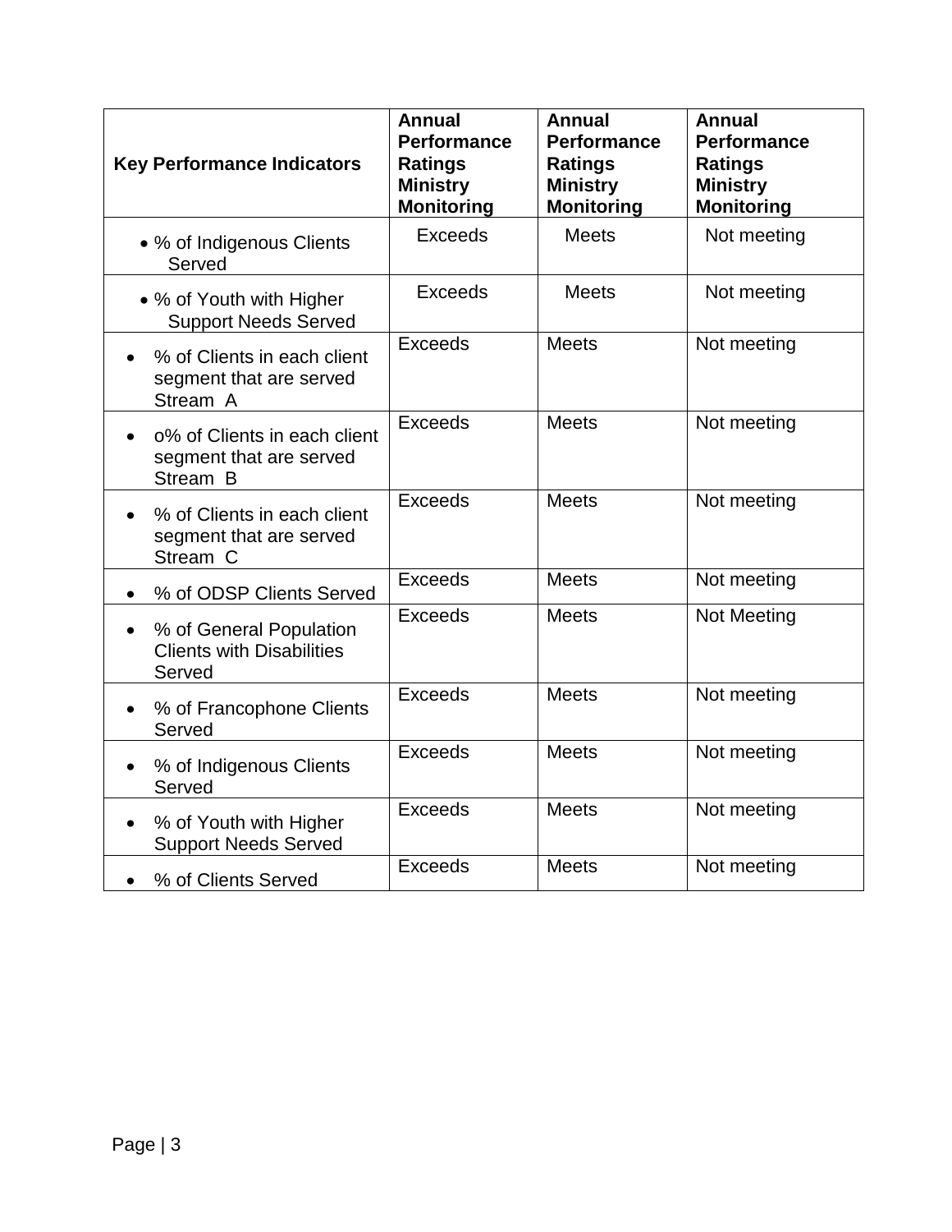| Key Performance Indicators | Annual Performance Ratings Ministry Monitoring | Annual Performance Ratings Ministry Monitoring | Annual Performance Ratings Ministry Monitoring |
|---|---|---|---|
| • % of Indigenous Clients Served | Exceeds | Meets | Not meeting |
| • % of Youth with Higher Support Needs Served | Exceeds | Meets | Not meeting |
| • % of Clients in each client segment that are served Stream A | Exceeds | Meets | Not meeting |
| • o% of Clients in each client segment that are served Stream B | Exceeds | Meets | Not meeting |
| • % of Clients in each client segment that are served Stream C | Exceeds | Meets | Not meeting |
| • % of ODSP Clients Served | Exceeds | Meets | Not meeting |
| • % of General Population Clients with Disabilities Served | Exceeds | Meets | Not Meeting |
| • % of Francophone Clients Served | Exceeds | Meets | Not meeting |
| • % of Indigenous Clients Served | Exceeds | Meets | Not meeting |
| • % of Youth with Higher Support Needs Served | Exceeds | Meets | Not meeting |
| • % of Clients Served | Exceeds | Meets | Not meeting |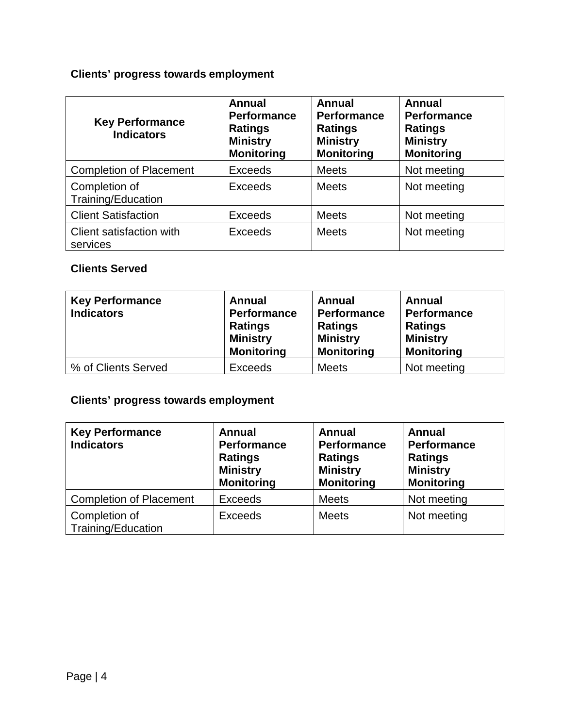**Clients' progress towards employment**

| Key Performance Indicators | Annual Performance Ratings Ministry Monitoring | Annual Performance Ratings Ministry Monitoring | Annual Performance Ratings Ministry Monitoring |
|---|---|---|---|
| Completion of Placement | Exceeds | Meets | Not meeting |
| Completion of Training/Education | Exceeds | Meets | Not meeting |
| Client Satisfaction | Exceeds | Meets | Not meeting |
| Client satisfaction with services | Exceeds | Meets | Not meeting |

**Clients Served**

| Key Performance Indicators | Annual Performance Ratings Ministry Monitoring | Annual Performance Ratings Ministry Monitoring | Annual Performance Ratings Ministry Monitoring |
|---|---|---|---|
| % of Clients Served | Exceeds | Meets | Not meeting |

**Clients' progress towards employment**

| Key Performance Indicators | Annual Performance Ratings Ministry Monitoring | Annual Performance Ratings Ministry Monitoring | Annual Performance Ratings Ministry Monitoring |
|---|---|---|---|
| Completion of Placement | Exceeds | Meets | Not meeting |
| Completion of Training/Education | Exceeds | Meets | Not meeting |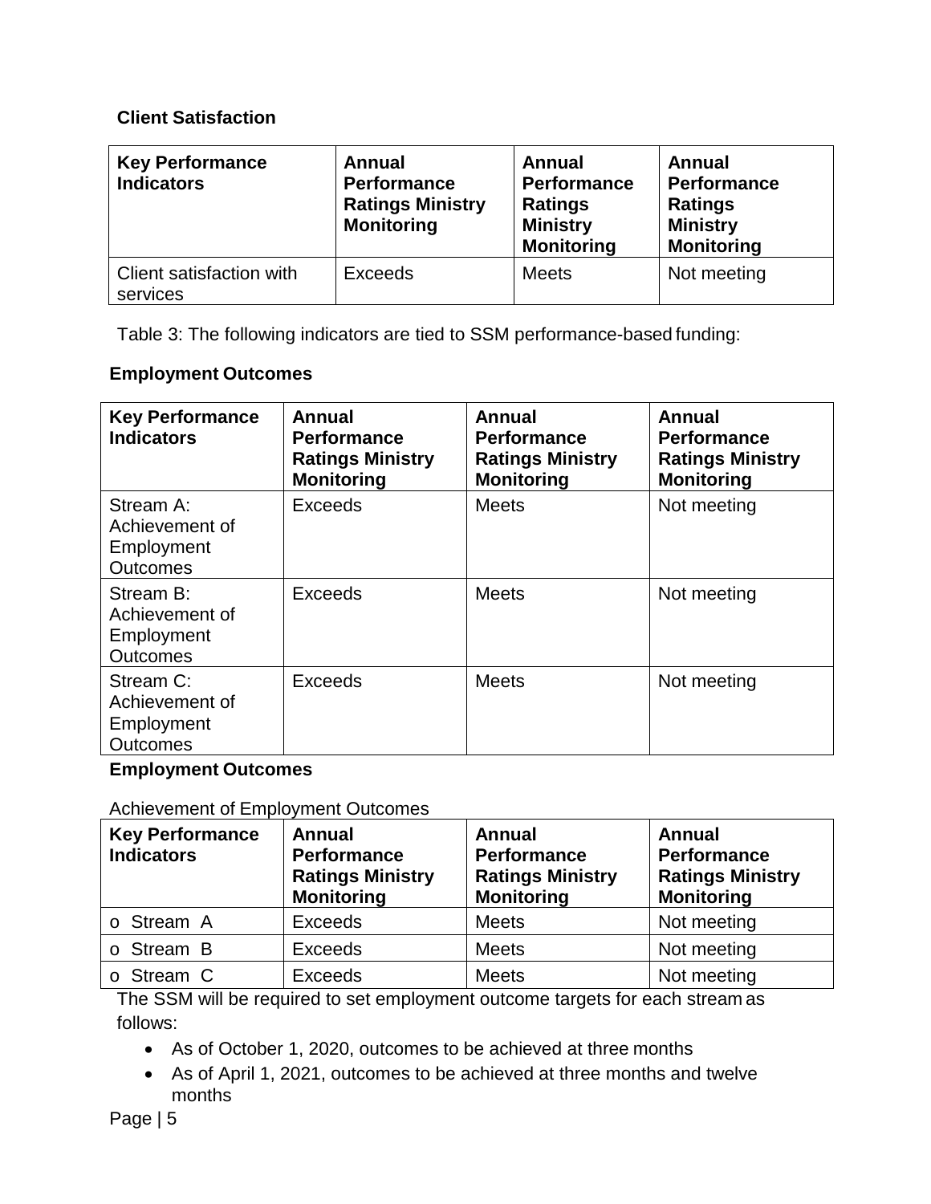**Client Satisfaction**

| Key Performance Indicators | Annual Performance Ratings Ministry Monitoring | Annual Performance Ratings Ministry Monitoring | Annual Performance Ratings Ministry Monitoring |
|---|---|---|---|
| Client satisfaction with services | Exceeds | Meets | Not meeting |

Table 3: The following indicators are tied to SSM performance-based funding:

**Employment Outcomes**

| Key Performance Indicators | Annual Performance Ratings Ministry Monitoring | Annual Performance Ratings Ministry Monitoring | Annual Performance Ratings Ministry Monitoring |
|---|---|---|---|
| Stream A: Achievement of Employment Outcomes | Exceeds | Meets | Not meeting |
| Stream B: Achievement of Employment Outcomes | Exceeds | Meets | Not meeting |
| Stream C: Achievement of Employment Outcomes | Exceeds | Meets | Not meeting |

**Employment Outcomes**

Achievement of Employment Outcomes

| Key Performance Indicators | Annual Performance Ratings Ministry Monitoring | Annual Performance Ratings Ministry Monitoring | Annual Performance Ratings Ministry Monitoring |
|---|---|---|---|
| o Stream A | Exceeds | Meets | Not meeting |
| o Stream B | Exceeds | Meets | Not meeting |
| o Stream C | Exceeds | Meets | Not meeting |

The SSM will be required to set employment outcome targets for each stream as follows:

- As of October 1, 2020, outcomes to be achieved at three months
- As of April 1, 2021, outcomes to be achieved at three months and twelve months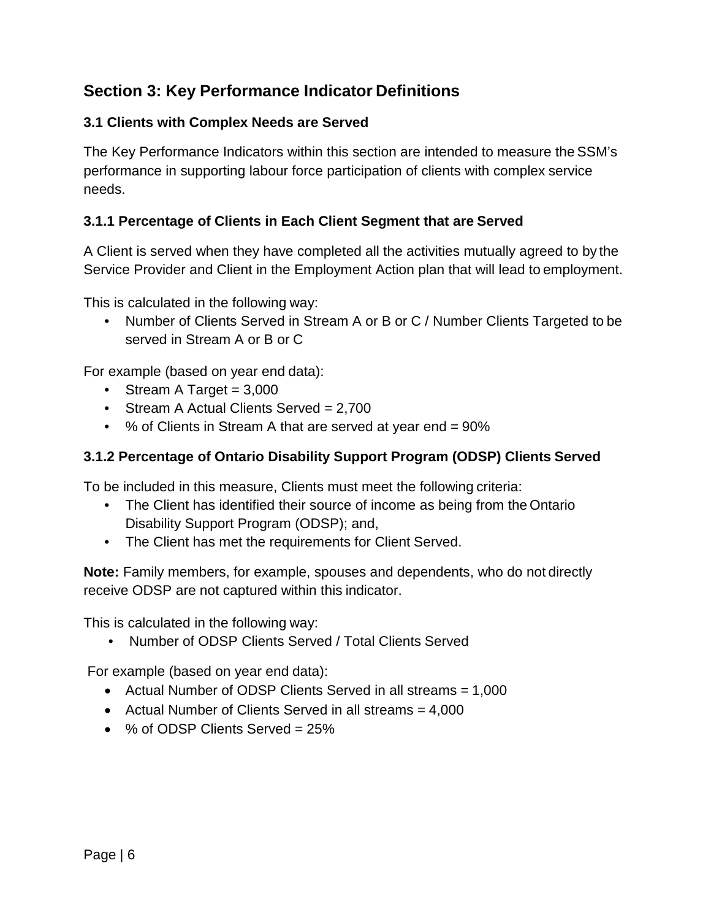# Section 3: Key Performance Indicator Definitions

## 3.1 Clients with Complex Needs are Served

The Key Performance Indicators within this section are intended to measure the SSM's performance in supporting labour force participation of clients with complex service needs.

### 3.1.1 Percentage of Clients in Each Client Segment that are Served

A Client is served when they have completed all the activities mutually agreed to by the Service Provider and Client in the Employment Action plan that will lead to employment.

This is calculated in the following way:

- Number of Clients Served in Stream A or B or C / Number Clients Targeted to be served in Stream A or B or C

For example (based on year end data):

- Stream A Target = 3,000
- Stream A Actual Clients Served = 2,700
- % of Clients in Stream A that are served at year end = 90%

### 3.1.2 Percentage of Ontario Disability Support Program (ODSP) Clients Served

To be included in this measure, Clients must meet the following criteria:

- The Client has identified their source of income as being from the Ontario Disability Support Program (ODSP); and,
- The Client has met the requirements for Client Served.

**Note:** Family members, for example, spouses and dependents, who do not directly receive ODSP are not captured within this indicator.

This is calculated in the following way:

- Number of ODSP Clients Served / Total Clients Served

For example (based on year end data):

- Actual Number of ODSP Clients Served in all streams = 1,000
- Actual Number of Clients Served in all streams = 4,000
- % of ODSP Clients Served = 25%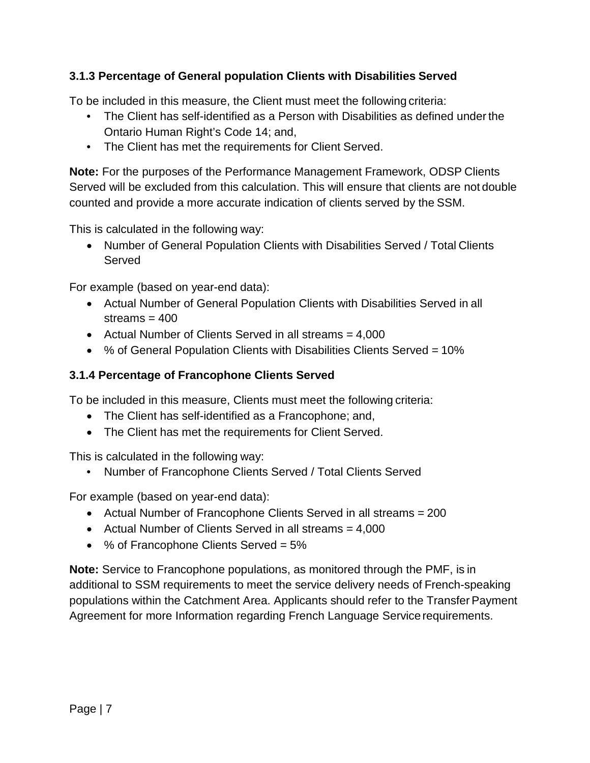### 3.1.3 Percentage of General population Clients with Disabilities Served

To be included in this measure, the Client must meet the following criteria:

- The Client has self-identified as a Person with Disabilities as defined under the Ontario Human Right's Code 14; and,
- The Client has met the requirements for Client Served.

**Note:** For the purposes of the Performance Management Framework, ODSP Clients Served will be excluded from this calculation. This will ensure that clients are not double counted and provide a more accurate indication of clients served by the SSM.

This is calculated in the following way:

- Number of General Population Clients with Disabilities Served / Total Clients Served

For example (based on year-end data):

- Actual Number of General Population Clients with Disabilities Served in all streams = 400
- Actual Number of Clients Served in all streams = 4,000
- % of General Population Clients with Disabilities Clients Served = 10%

### 3.1.4 Percentage of Francophone Clients Served

To be included in this measure, Clients must meet the following criteria:

- The Client has self-identified as a Francophone; and,
- The Client has met the requirements for Client Served.

This is calculated in the following way:

- Number of Francophone Clients Served / Total Clients Served

For example (based on year-end data):

- Actual Number of Francophone Clients Served in all streams = 200
- Actual Number of Clients Served in all streams = 4,000
- % of Francophone Clients Served = 5%

**Note:** Service to Francophone populations, as monitored through the PMF, is in additional to SSM requirements to meet the service delivery needs of French-speaking populations within the Catchment Area. Applicants should refer to the Transfer Payment Agreement for more Information regarding French Language Service requirements.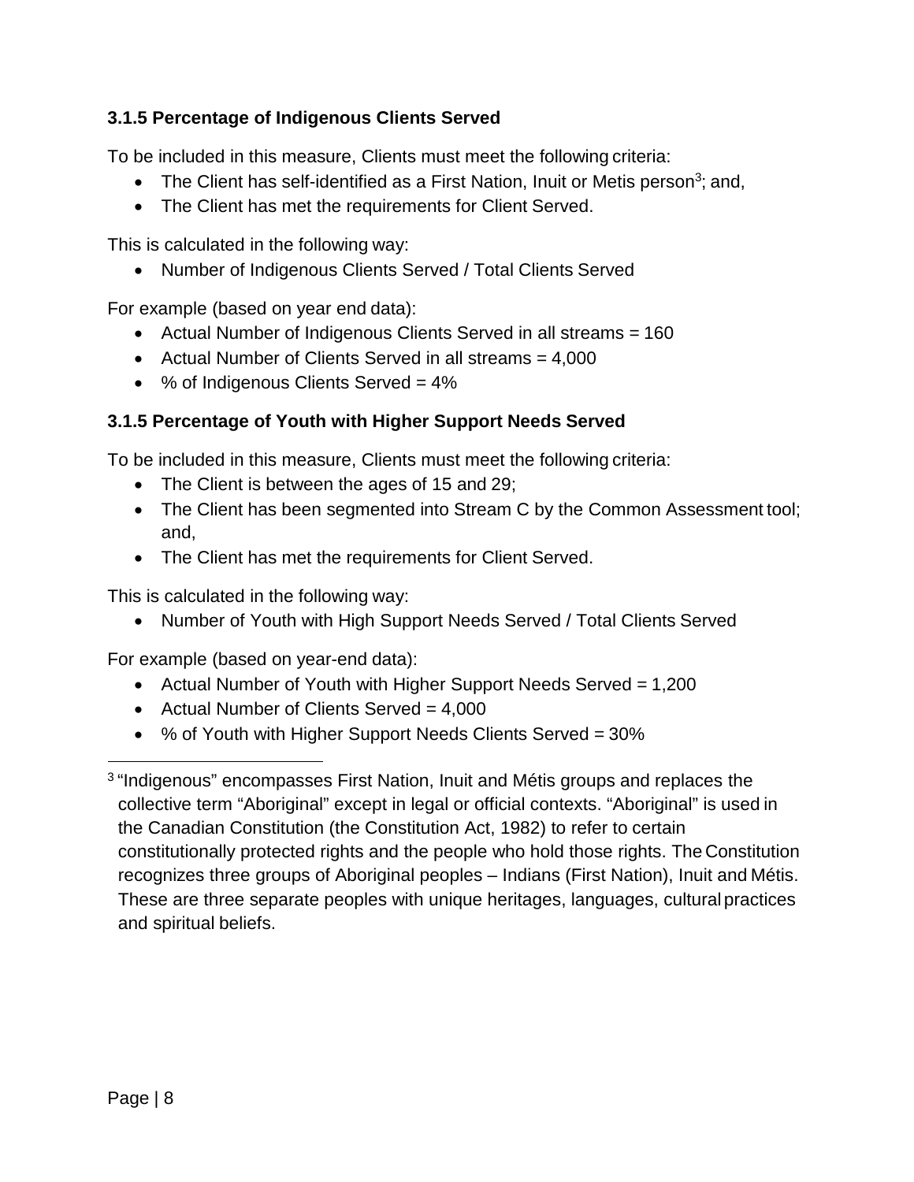### 3.1.5 Percentage of Indigenous Clients Served

To be included in this measure, Clients must meet the following criteria:

- The Client has self-identified as a First Nation, Inuit or Metis person[3]; and,
- The Client has met the requirements for Client Served.

This is calculated in the following way:

- Number of Indigenous Clients Served / Total Clients Served

For example (based on year end data):

- Actual Number of Indigenous Clients Served in all streams = 160
- Actual Number of Clients Served in all streams = 4,000
- % of Indigenous Clients Served = 4%

### 3.1.5 Percentage of Youth with Higher Support Needs Served

To be included in this measure, Clients must meet the following criteria:

- The Client is between the ages of 15 and 29;
- The Client has been segmented into Stream C by the Common Assessment tool; and,
- The Client has met the requirements for Client Served.

This is calculated in the following way:

- Number of Youth with High Support Needs Served / Total Clients Served

For example (based on year-end data):

- Actual Number of Youth with Higher Support Needs Served = 1,200
- Actual Number of Clients Served = 4,000
- % of Youth with Higher Support Needs Clients Served = 30%

---

[3] "Indigenous" encompasses First Nation, Inuit and Métis groups and replaces the collective term "Aboriginal" except in legal or official contexts. "Aboriginal" is used in the Canadian Constitution (the Constitution Act, 1982) to refer to certain constitutionally protected rights and the people who hold those rights. The Constitution recognizes three groups of Aboriginal peoples – Indians (First Nation), Inuit and Métis. These are three separate peoples with unique heritages, languages, cultural practices and spiritual beliefs.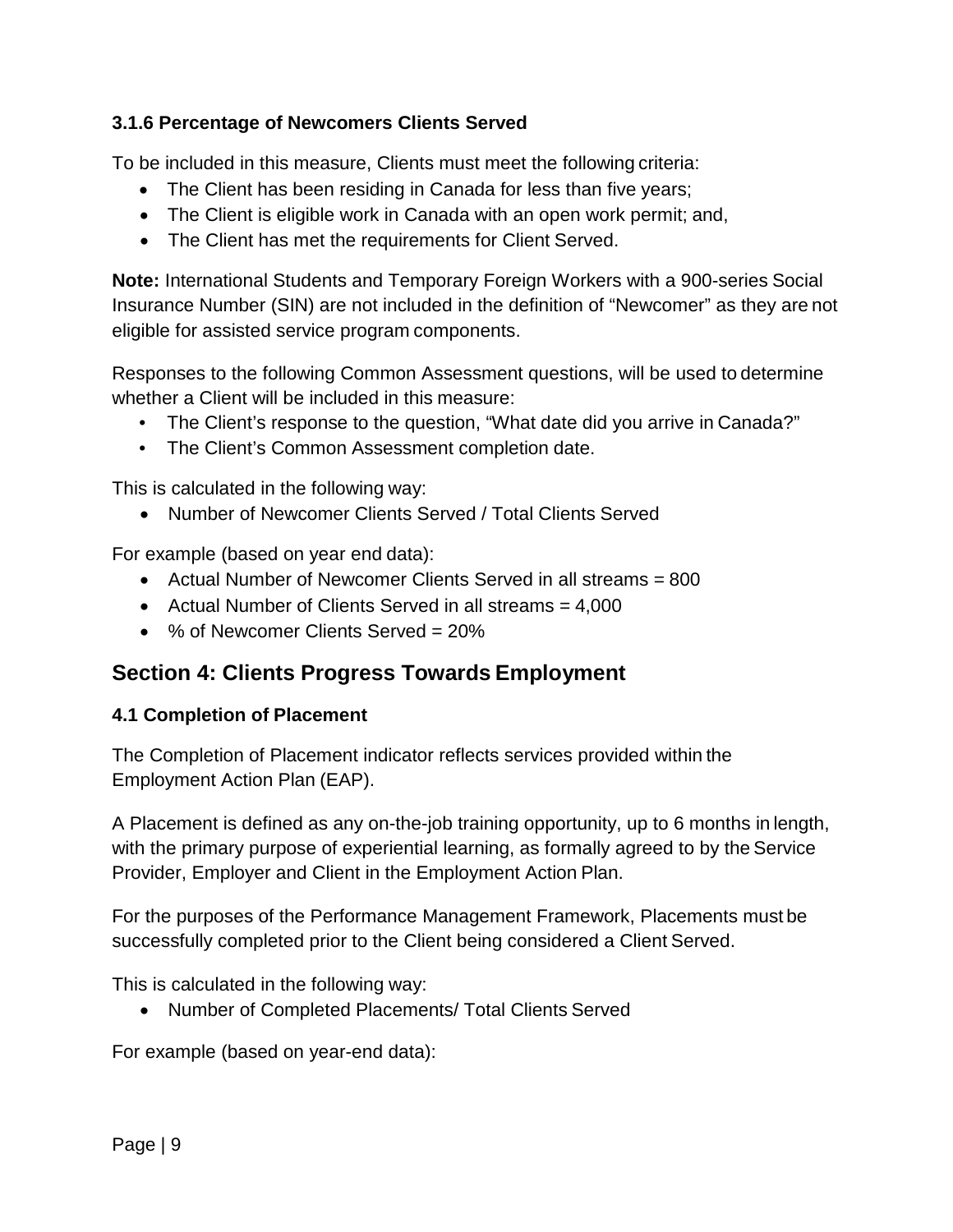### 3.1.6 Percentage of Newcomers Clients Served

To be included in this measure, Clients must meet the following criteria:

- The Client has been residing in Canada for less than five years;
- The Client is eligible work in Canada with an open work permit; and,
- The Client has met the requirements for Client Served.

**Note:** International Students and Temporary Foreign Workers with a 900-series Social Insurance Number (SIN) are not included in the definition of "Newcomer" as they are not eligible for assisted service program components.

Responses to the following Common Assessment questions, will be used to determine whether a Client will be included in this measure:

- The Client's response to the question, "What date did you arrive in Canada?"
- The Client's Common Assessment completion date.

This is calculated in the following way:

- Number of Newcomer Clients Served / Total Clients Served

For example (based on year end data):

- Actual Number of Newcomer Clients Served in all streams = 800
- Actual Number of Clients Served in all streams = 4,000
- % of Newcomer Clients Served = 20%

## Section 4: Clients Progress Towards Employment

### 4.1 Completion of Placement

The Completion of Placement indicator reflects services provided within the Employment Action Plan (EAP).

A Placement is defined as any on-the-job training opportunity, up to 6 months in length, with the primary purpose of experiential learning, as formally agreed to by the Service Provider, Employer and Client in the Employment Action Plan.

For the purposes of the Performance Management Framework, Placements must be successfully completed prior to the Client being considered a Client Served.

This is calculated in the following way:

- Number of Completed Placements/ Total Clients Served

For example (based on year-end data):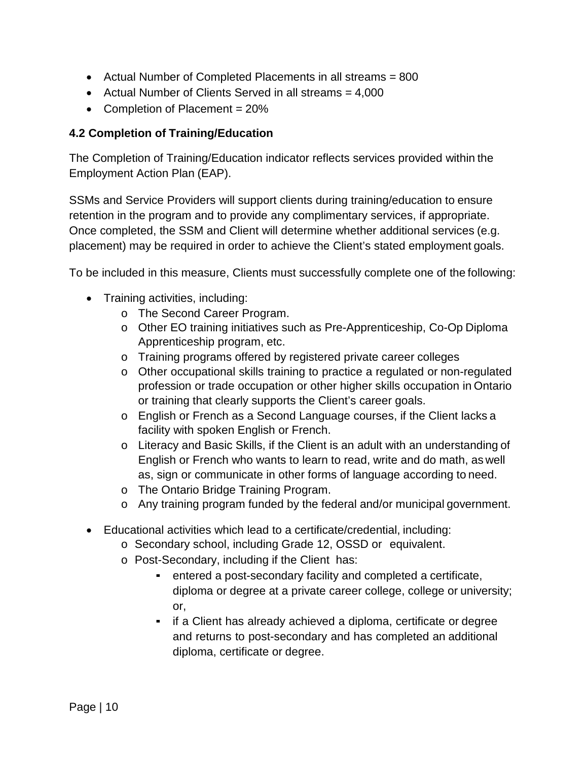- Actual Number of Completed Placements in all streams = 800
- Actual Number of Clients Served in all streams = 4,000
- Completion of Placement = 20%

### 4.2 Completion of Training/Education

The Completion of Training/Education indicator reflects services provided within the Employment Action Plan (EAP).

SSMs and Service Providers will support clients during training/education to ensure retention in the program and to provide any complimentary services, if appropriate. Once completed, the SSM and Client will determine whether additional services (e.g. placement) may be required in order to achieve the Client's stated employment goals.

To be included in this measure, Clients must successfully complete one of the following:

- Training activities, including:
  - The Second Career Program.
  - Other EO training initiatives such as Pre-Apprenticeship, Co-Op Diploma Apprenticeship program, etc.
  - Training programs offered by registered private career colleges
  - Other occupational skills training to practice a regulated or non-regulated profession or trade occupation or other higher skills occupation in Ontario or training that clearly supports the Client's career goals.
  - English or French as a Second Language courses, if the Client lacks a facility with spoken English or French.
  - Literacy and Basic Skills, if the Client is an adult with an understanding of English or French who wants to learn to read, write and do math, as well as, sign or communicate in other forms of language according to need.
  - The Ontario Bridge Training Program.
  - Any training program funded by the federal and/or municipal government.
- Educational activities which lead to a certificate/credential, including:
  - Secondary school, including Grade 12, OSSD or equivalent.
  - Post-Secondary, including if the Client has:
    - entered a post-secondary facility and completed a certificate, diploma or degree at a private career college, college or university; or,
    - if a Client has already achieved a diploma, certificate or degree and returns to post-secondary and has completed an additional diploma, certificate or degree.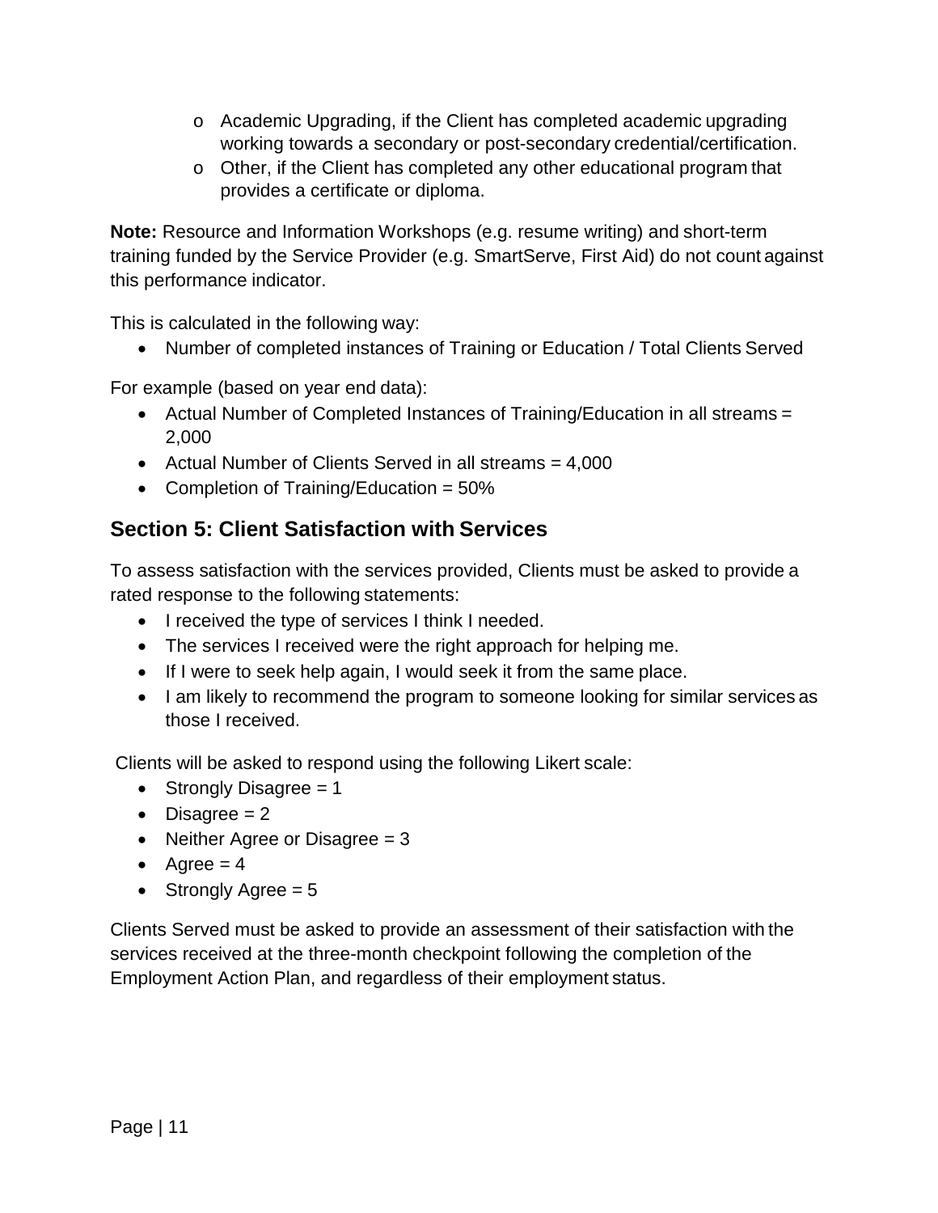- Academic Upgrading, if the Client has completed academic upgrading working towards a secondary or post-secondary credential/certification.
- Other, if the Client has completed any other educational program that provides a certificate or diploma.

**Note:** Resource and Information Workshops (e.g. resume writing) and short-term training funded by the Service Provider (e.g. SmartServe, First Aid) do not count against this performance indicator.

This is calculated in the following way:

- Number of completed instances of Training or Education / Total Clients Served

For example (based on year end data):

- Actual Number of Completed Instances of Training/Education in all streams = 2,000
- Actual Number of Clients Served in all streams = 4,000
- Completion of Training/Education = 50%

## Section 5: Client Satisfaction with Services

To assess satisfaction with the services provided, Clients must be asked to provide a rated response to the following statements:

- I received the type of services I think I needed.
- The services I received were the right approach for helping me.
- If I were to seek help again, I would seek it from the same place.
- I am likely to recommend the program to someone looking for similar services as those I received.

Clients will be asked to respond using the following Likert scale:

- Strongly Disagree = 1
- Disagree = 2
- Neither Agree or Disagree = 3
- Agree = 4
- Strongly Agree = 5

Clients Served must be asked to provide an assessment of their satisfaction with the services received at the three-month checkpoint following the completion of the Employment Action Plan, and regardless of their employment status.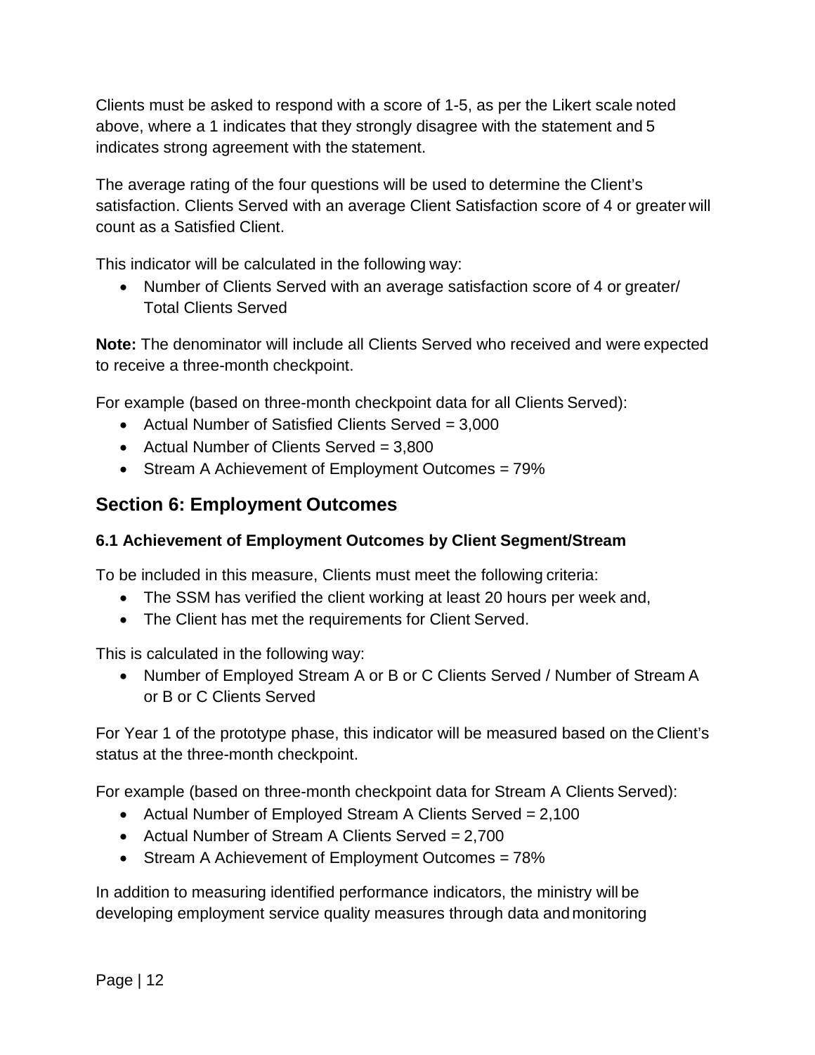Clients must be asked to respond with a score of 1-5, as per the Likert scale noted above, where a 1 indicates that they strongly disagree with the statement and 5 indicates strong agreement with the statement.

The average rating of the four questions will be used to determine the Client's satisfaction. Clients Served with an average Client Satisfaction score of 4 or greater will count as a Satisfied Client.

This indicator will be calculated in the following way:

- Number of Clients Served with an average satisfaction score of 4 or greater/ Total Clients Served

**Note:** The denominator will include all Clients Served who received and were expected to receive a three-month checkpoint.

For example (based on three-month checkpoint data for all Clients Served):

- Actual Number of Satisfied Clients Served = 3,000
- Actual Number of Clients Served = 3,800
- Stream A Achievement of Employment Outcomes = 79%

## Section 6: Employment Outcomes

### 6.1 Achievement of Employment Outcomes by Client Segment/Stream

To be included in this measure, Clients must meet the following criteria:

- The SSM has verified the client working at least 20 hours per week and,
- The Client has met the requirements for Client Served.

This is calculated in the following way:

- Number of Employed Stream A or B or C Clients Served / Number of Stream A or B or C Clients Served

For Year 1 of the prototype phase, this indicator will be measured based on the Client's status at the three-month checkpoint.

For example (based on three-month checkpoint data for Stream A Clients Served):

- Actual Number of Employed Stream A Clients Served = 2,100
- Actual Number of Stream A Clients Served = 2,700
- Stream A Achievement of Employment Outcomes = 78%

In addition to measuring identified performance indicators, the ministry will be developing employment service quality measures through data and monitoring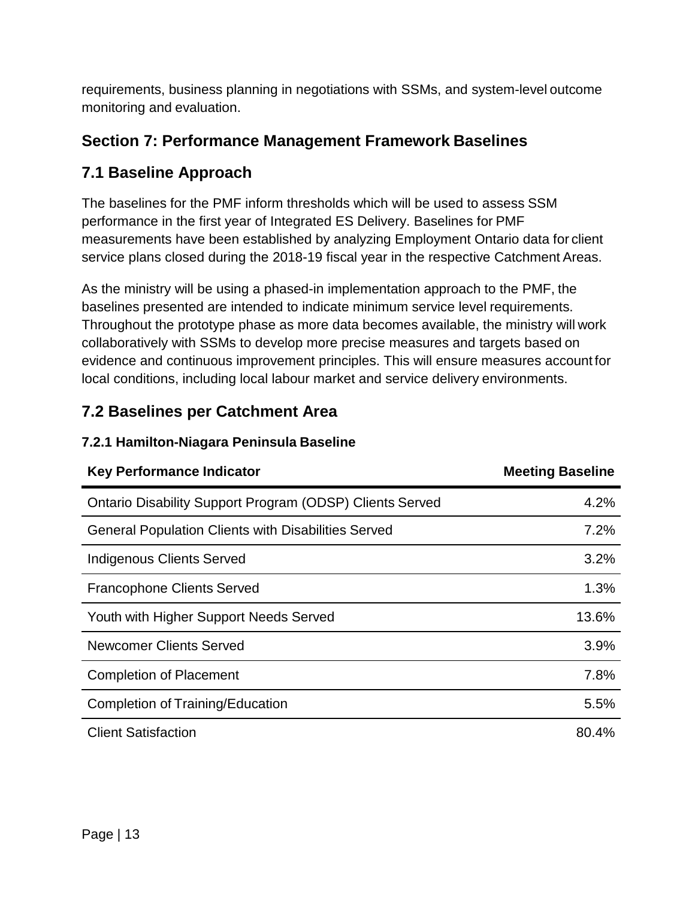requirements, business planning in negotiations with SSMs, and system-level outcome monitoring and evaluation.

## Section 7: Performance Management Framework Baselines

## 7.1 Baseline Approach

The baselines for the PMF inform thresholds which will be used to assess SSM performance in the first year of Integrated ES Delivery. Baselines for PMF measurements have been established by analyzing Employment Ontario data for client service plans closed during the 2018-19 fiscal year in the respective Catchment Areas.

As the ministry will be using a phased-in implementation approach to the PMF, the baselines presented are intended to indicate minimum service level requirements. Throughout the prototype phase as more data becomes available, the ministry will work collaboratively with SSMs to develop more precise measures and targets based on evidence and continuous improvement principles. This will ensure measures account for local conditions, including local labour market and service delivery environments.

## 7.2 Baselines per Catchment Area

### 7.2.1 Hamilton-Niagara Peninsula Baseline

| Key Performance Indicator | Meeting Baseline |
|---|---:|
| Ontario Disability Support Program (ODSP) Clients Served | 4.2% |
| General Population Clients with Disabilities Served | 7.2% |
| Indigenous Clients Served | 3.2% |
| Francophone Clients Served | 1.3% |
| Youth with Higher Support Needs Served | 13.6% |
| Newcomer Clients Served | 3.9% |
| Completion of Placement | 7.8% |
| Completion of Training/Education | 5.5% |
| Client Satisfaction | 80.4% |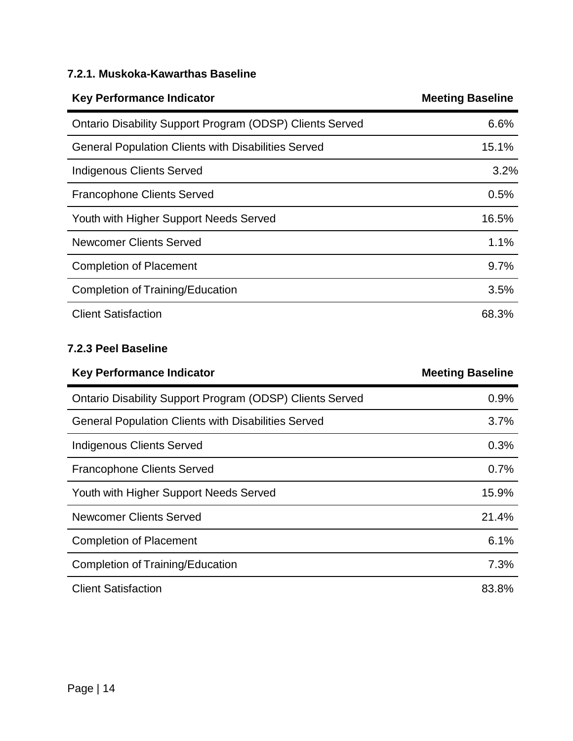### 7.2.1. Muskoka-Kawarthas Baseline

| Key Performance Indicator | Meeting Baseline |
|---|---|
| Ontario Disability Support Program (ODSP) Clients Served | 6.6% |
| General Population Clients with Disabilities Served | 15.1% |
| Indigenous Clients Served | 3.2% |
| Francophone Clients Served | 0.5% |
| Youth with Higher Support Needs Served | 16.5% |
| Newcomer Clients Served | 1.1% |
| Completion of Placement | 9.7% |
| Completion of Training/Education | 3.5% |
| Client Satisfaction | 68.3% |

### 7.2.3 Peel Baseline

| Key Performance Indicator | Meeting Baseline |
|---|---|
| Ontario Disability Support Program (ODSP) Clients Served | 0.9% |
| General Population Clients with Disabilities Served | 3.7% |
| Indigenous Clients Served | 0.3% |
| Francophone Clients Served | 0.7% |
| Youth with Higher Support Needs Served | 15.9% |
| Newcomer Clients Served | 21.4% |
| Completion of Placement | 6.1% |
| Completion of Training/Education | 7.3% |
| Client Satisfaction | 83.8% |